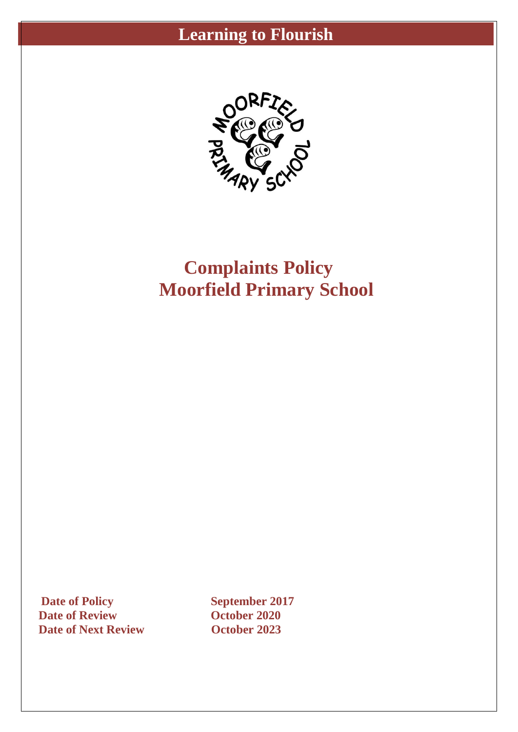# Learning to Flourish

# Complaints Policy
# Moorfield Primary School

| | |
|---|---|
| **Date of Policy** | **September 2017** |
| **Date of Review** | **October 2020** |
| **Date of Next Review** | **October 2023** |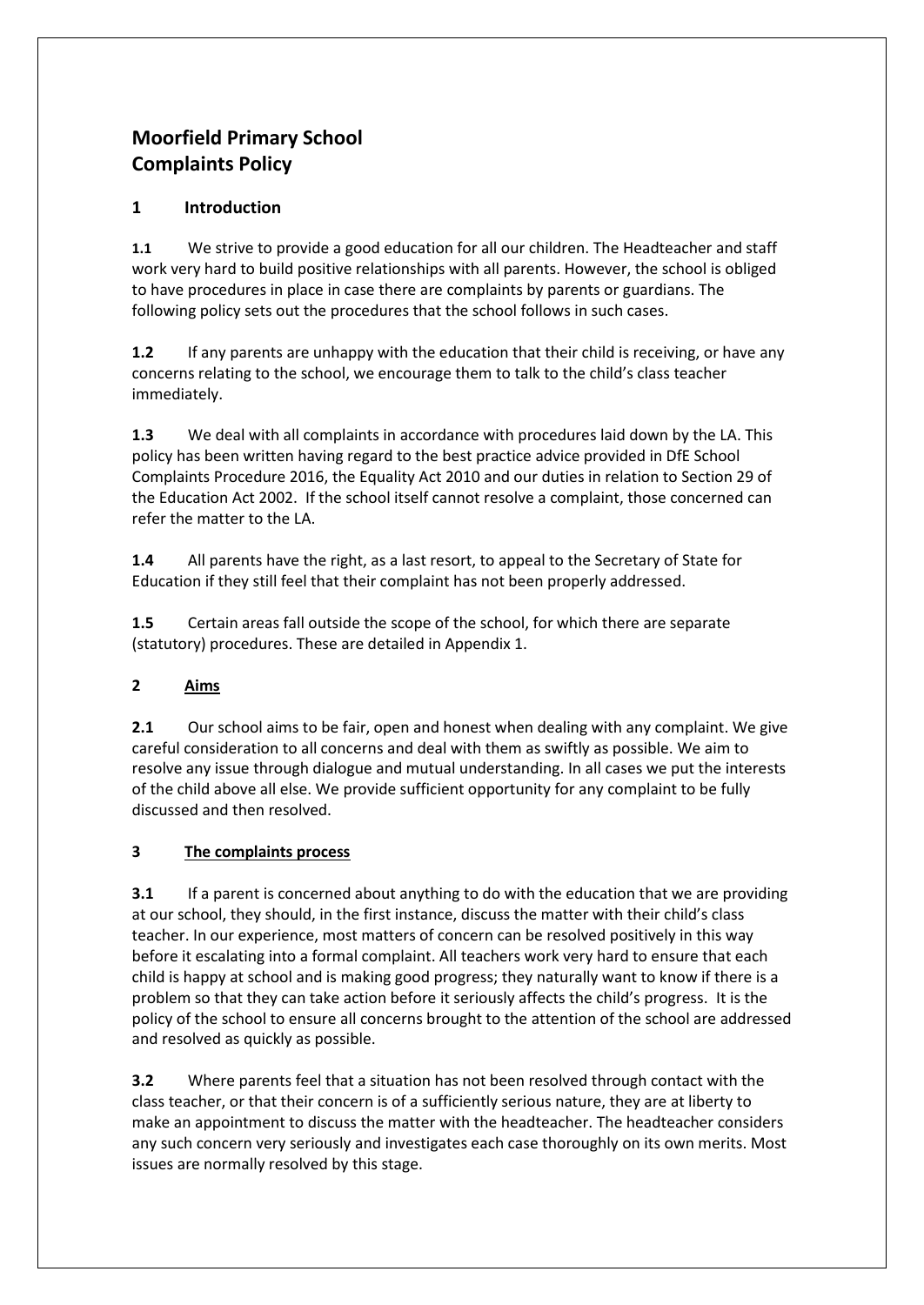# Moorfield Primary School
# Complaints Policy

## 1 Introduction

**1.1** We strive to provide a good education for all our children. The Headteacher and staff work very hard to build positive relationships with all parents. However, the school is obliged to have procedures in place in case there are complaints by parents or guardians. The following policy sets out the procedures that the school follows in such cases.

**1.2** If any parents are unhappy with the education that their child is receiving, or have any concerns relating to the school, we encourage them to talk to the child's class teacher immediately.

**1.3** We deal with all complaints in accordance with procedures laid down by the LA. This policy has been written having regard to the best practice advice provided in DfE School Complaints Procedure 2016, the Equality Act 2010 and our duties in relation to Section 29 of the Education Act 2002. If the school itself cannot resolve a complaint, those concerned can refer the matter to the LA.

**1.4** All parents have the right, as a last resort, to appeal to the Secretary of State for Education if they still feel that their complaint has not been properly addressed.

**1.5** Certain areas fall outside the scope of the school, for which there are separate (statutory) procedures. These are detailed in Appendix 1.

## 2 Aims

**2.1** Our school aims to be fair, open and honest when dealing with any complaint. We give careful consideration to all concerns and deal with them as swiftly as possible. We aim to resolve any issue through dialogue and mutual understanding. In all cases we put the interests of the child above all else. We provide sufficient opportunity for any complaint to be fully discussed and then resolved.

## 3 The complaints process

**3.1** If a parent is concerned about anything to do with the education that we are providing at our school, they should, in the first instance, discuss the matter with their child's class teacher. In our experience, most matters of concern can be resolved positively in this way before it escalating into a formal complaint. All teachers work very hard to ensure that each child is happy at school and is making good progress; they naturally want to know if there is a problem so that they can take action before it seriously affects the child's progress. It is the policy of the school to ensure all concerns brought to the attention of the school are addressed and resolved as quickly as possible.

**3.2** Where parents feel that a situation has not been resolved through contact with the class teacher, or that their concern is of a sufficiently serious nature, they are at liberty to make an appointment to discuss the matter with the headteacher. The headteacher considers any such concern very seriously and investigates each case thoroughly on its own merits. Most issues are normally resolved by this stage.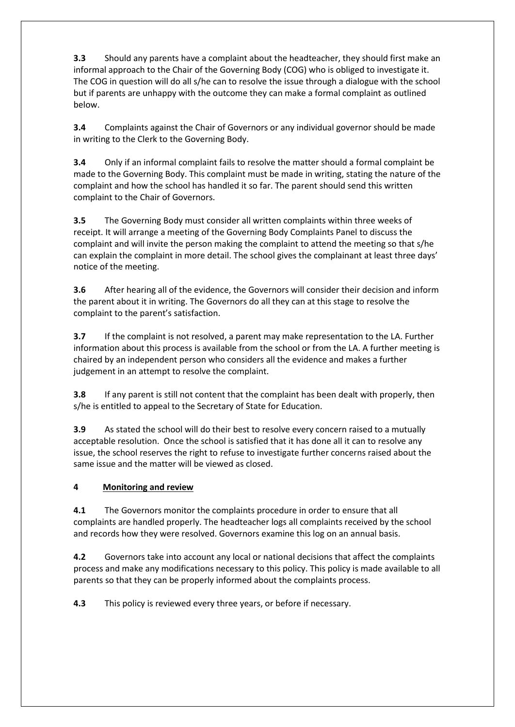**3.3** Should any parents have a complaint about the headteacher, they should first make an informal approach to the Chair of the Governing Body (COG) who is obliged to investigate it. The COG in question will do all s/he can to resolve the issue through a dialogue with the school but if parents are unhappy with the outcome they can make a formal complaint as outlined below.

**3.4** Complaints against the Chair of Governors or any individual governor should be made in writing to the Clerk to the Governing Body.

**3.4** Only if an informal complaint fails to resolve the matter should a formal complaint be made to the Governing Body. This complaint must be made in writing, stating the nature of the complaint and how the school has handled it so far. The parent should send this written complaint to the Chair of Governors.

**3.5** The Governing Body must consider all written complaints within three weeks of receipt. It will arrange a meeting of the Governing Body Complaints Panel to discuss the complaint and will invite the person making the complaint to attend the meeting so that s/he can explain the complaint in more detail. The school gives the complainant at least three days' notice of the meeting.

**3.6** After hearing all of the evidence, the Governors will consider their decision and inform the parent about it in writing. The Governors do all they can at this stage to resolve the complaint to the parent's satisfaction.

**3.7** If the complaint is not resolved, a parent may make representation to the LA. Further information about this process is available from the school or from the LA. A further meeting is chaired by an independent person who considers all the evidence and makes a further judgement in an attempt to resolve the complaint.

**3.8** If any parent is still not content that the complaint has been dealt with properly, then s/he is entitled to appeal to the Secretary of State for Education.

**3.9** As stated the school will do their best to resolve every concern raised to a mutually acceptable resolution. Once the school is satisfied that it has done all it can to resolve any issue, the school reserves the right to refuse to investigate further concerns raised about the same issue and the matter will be viewed as closed.

## 4 Monitoring and review

**4.1** The Governors monitor the complaints procedure in order to ensure that all complaints are handled properly. The headteacher logs all complaints received by the school and records how they were resolved. Governors examine this log on an annual basis.

**4.2** Governors take into account any local or national decisions that affect the complaints process and make any modifications necessary to this policy. This policy is made available to all parents so that they can be properly informed about the complaints process.

**4.3** This policy is reviewed every three years, or before if necessary.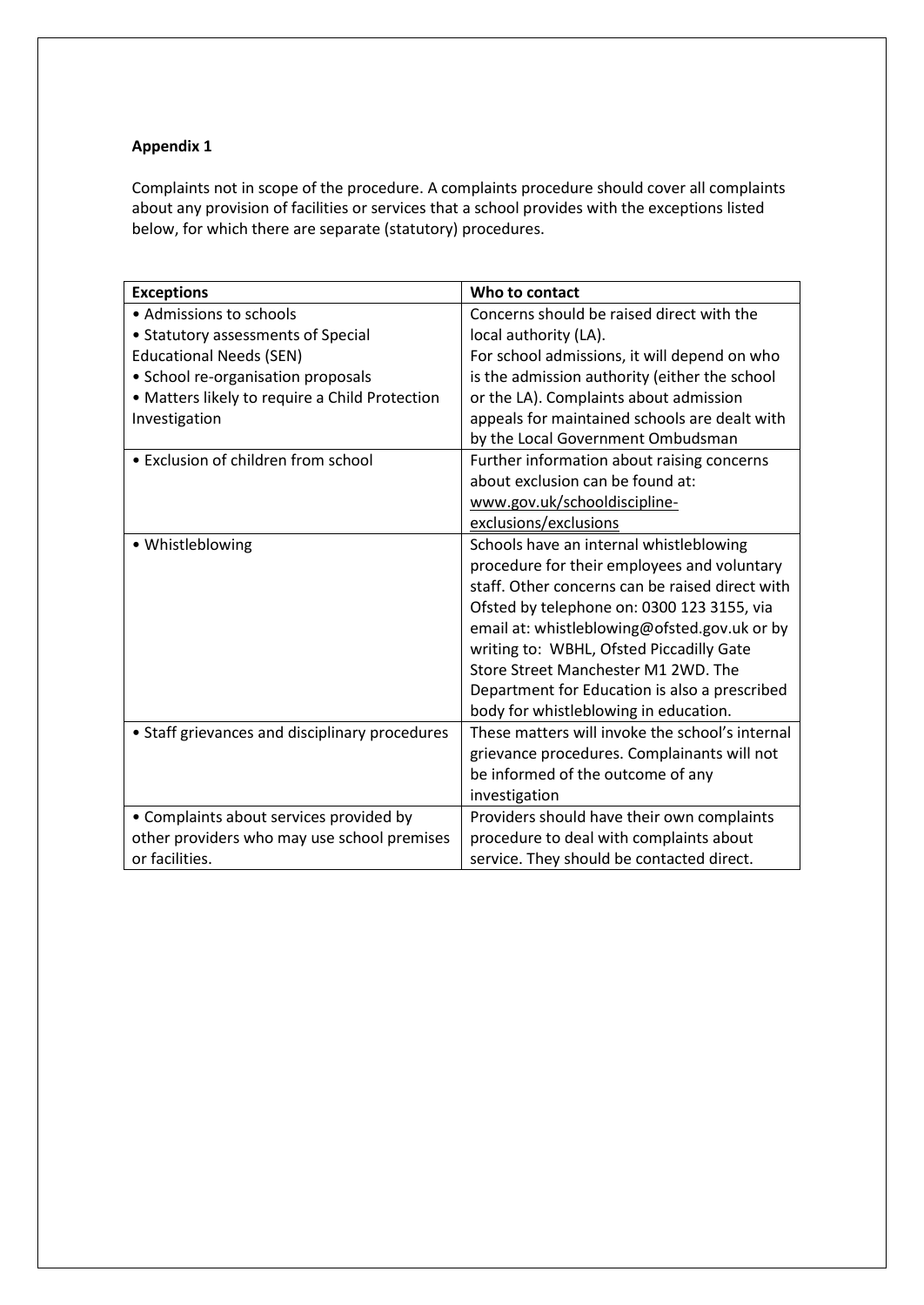**Appendix 1**

Complaints not in scope of the procedure. A complaints procedure should cover all complaints about any provision of facilities or services that a school provides with the exceptions listed below, for which there are separate (statutory) procedures.

| Exceptions | Who to contact |
|---|---|
| • Admissions to schools<br>• Statutory assessments of Special Educational Needs (SEN)<br>• School re-organisation proposals<br>• Matters likely to require a Child Protection Investigation | Concerns should be raised direct with the local authority (LA).<br>For school admissions, it will depend on who is the admission authority (either the school or the LA). Complaints about admission appeals for maintained schools are dealt with by the Local Government Ombudsman |
| • Exclusion of children from school | Further information about raising concerns about exclusion can be found at: www.gov.uk/schooldiscipline-exclusions/exclusions |
| • Whistleblowing | Schools have an internal whistleblowing procedure for their employees and voluntary staff. Other concerns can be raised direct with Ofsted by telephone on: 0300 123 3155, via email at: whistleblowing@ofsted.gov.uk or by writing to: WBHL, Ofsted Piccadilly Gate Store Street Manchester M1 2WD. The Department for Education is also a prescribed body for whistleblowing in education. |
| • Staff grievances and disciplinary procedures | These matters will invoke the school's internal grievance procedures. Complainants will not be informed of the outcome of any investigation |
| • Complaints about services provided by other providers who may use school premises or facilities. | Providers should have their own complaints procedure to deal with complaints about service. They should be contacted direct. |